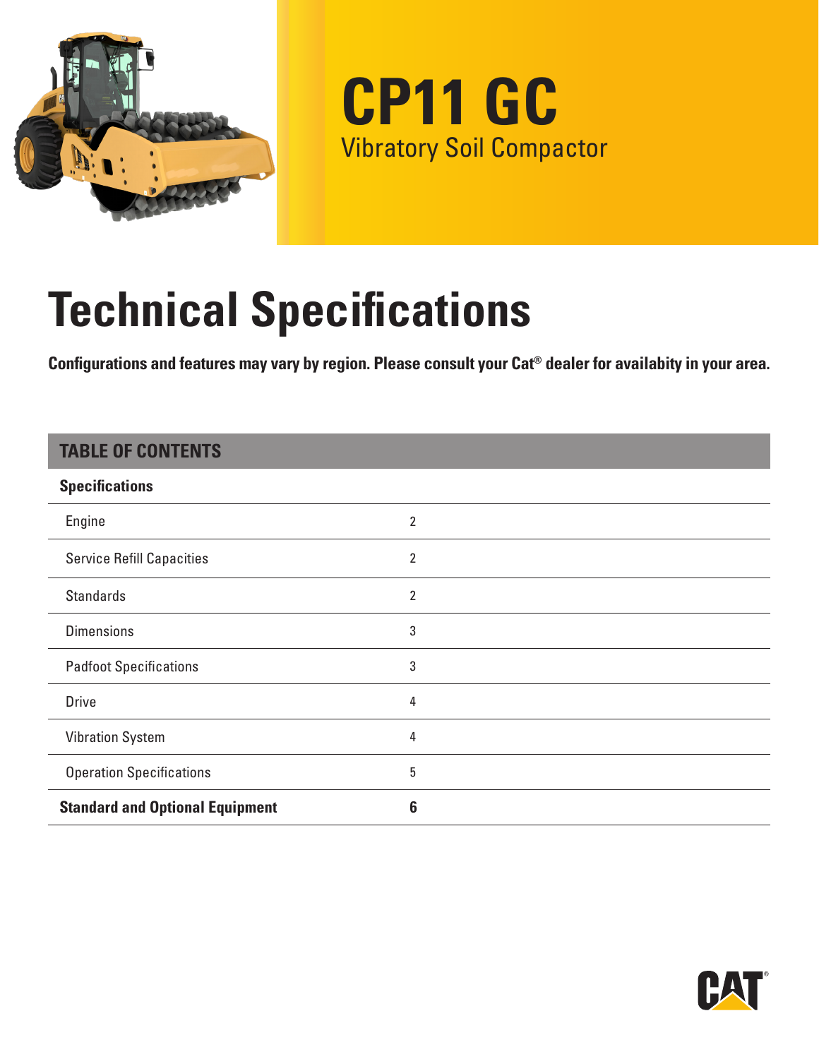# CP11 GC

Vibratory Soil Compactor

# Technical Specifications

**Configurations and features may vary by region. Please consult your Cat® dealer for availabity in your area.**

| TABLE OF CONTENTS | |
|---|---|
| **Specifications** | |
| Engine | 2 |
| Service Refill Capacities | 2 |
| Standards | 2 |
| Dimensions | 3 |
| Padfoot Specifications | 3 |
| Drive | 4 |
| Vibration System | 4 |
| Operation Specifications | 5 |
| **Standard and Optional Equipment** | **6** |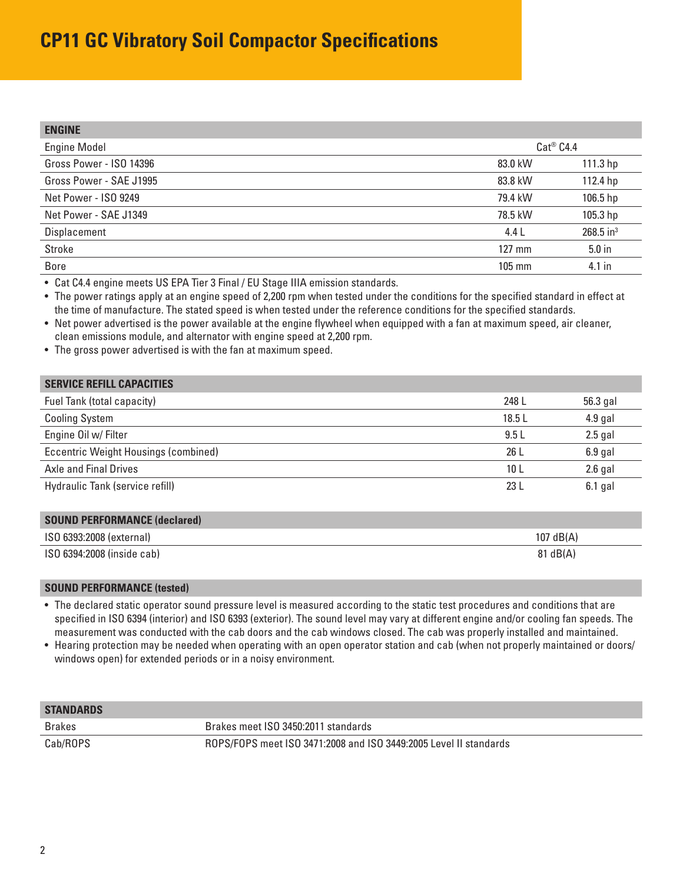# CP11 GC Vibratory Soil Compactor Specifications

| ENGINE | | |
|---|---|---|
| Engine Model | Cat® C4.4 | |
| Gross Power - ISO 14396 | 83.0 kW | 111.3 hp |
| Gross Power - SAE J1995 | 83.8 kW | 112.4 hp |
| Net Power - ISO 9249 | 79.4 kW | 106.5 hp |
| Net Power - SAE J1349 | 78.5 kW | 105.3 hp |
| Displacement | 4.4 L | 268.5 $in^3$ |
| Stroke | 127 mm | 5.0 in |
| Bore | 105 mm | 4.1 in |

- Cat C4.4 engine meets US EPA Tier 3 Final / EU Stage IIIA emission standards.
- The power ratings apply at an engine speed of 2,200 rpm when tested under the conditions for the specified standard in effect at the time of manufacture. The stated speed is when tested under the reference conditions for the specified standards.
- Net power advertised is the power available at the engine flywheel when equipped with a fan at maximum speed, air cleaner, clean emissions module, and alternator with engine speed at 2,200 rpm.
- The gross power advertised is with the fan at maximum speed.

| SERVICE REFILL CAPACITIES | | |
|---|---|---|
| Fuel Tank (total capacity) | 248 L | 56.3 gal |
| Cooling System | 18.5 L | 4.9 gal |
| Engine Oil w/ Filter | 9.5 L | 2.5 gal |
| Eccentric Weight Housings (combined) | 26 L | 6.9 gal |
| Axle and Final Drives | 10 L | 2.6 gal |
| Hydraulic Tank (service refill) | 23 L | 6.1 gal |

| SOUND PERFORMANCE (declared) | |
|---|---|
| ISO 6393:2008 (external) | 107 dB(A) |
| ISO 6394:2008 (inside cab) | 81 dB(A) |

**SOUND PERFORMANCE (tested)**

- The declared static operator sound pressure level is measured according to the static test procedures and conditions that are specified in ISO 6394 (interior) and ISO 6393 (exterior). The sound level may vary at different engine and/or cooling fan speeds. The measurement was conducted with the cab doors and the cab windows closed. The cab was properly installed and maintained.
- Hearing protection may be needed when operating with an open operator station and cab (when not properly maintained or doors/windows open) for extended periods or in a noisy environment.

| STANDARDS | |
|---|---|
| Brakes | Brakes meet ISO 3450:2011 standards |
| Cab/ROPS | ROPS/FOPS meet ISO 3471:2008 and ISO 3449:2005 Level II standards |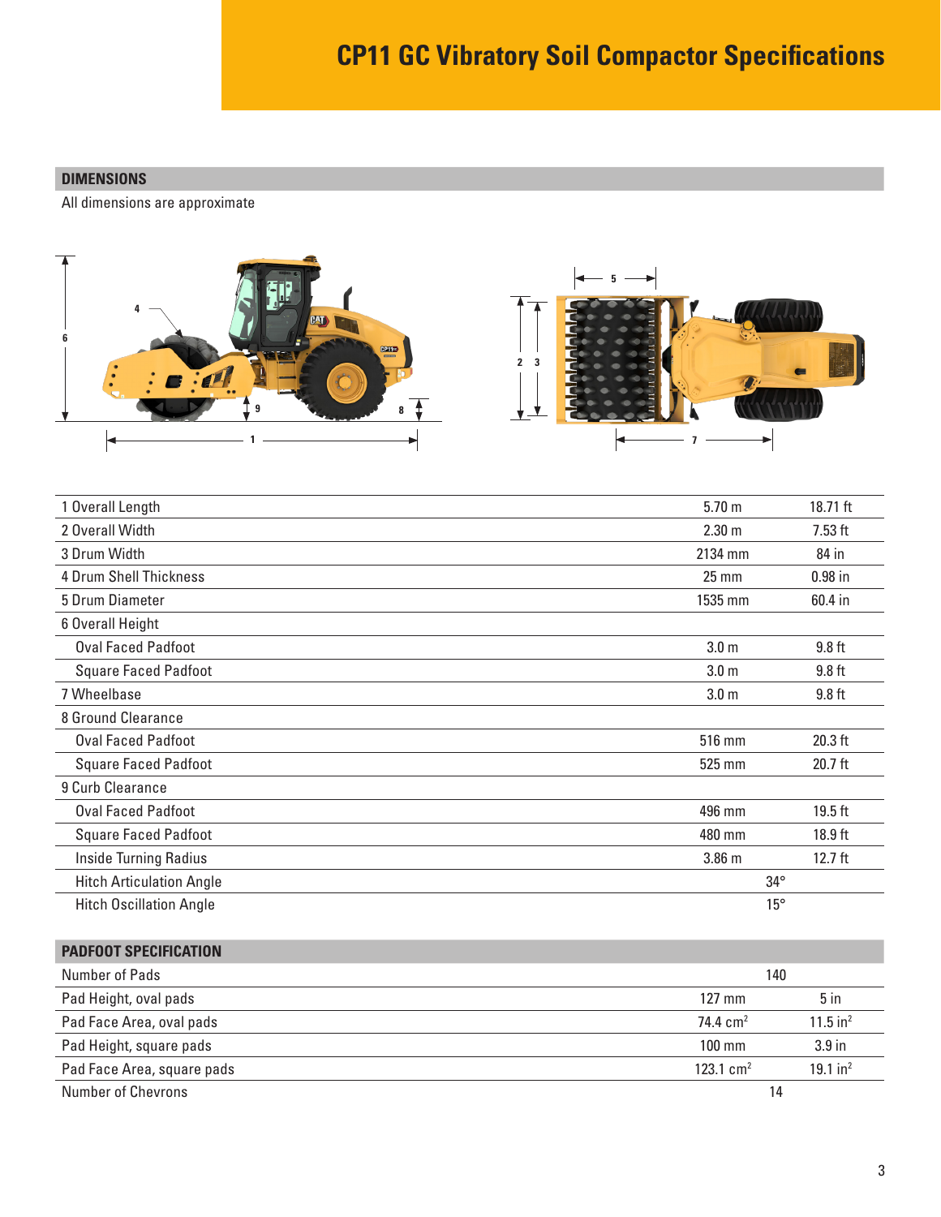# CP11 GC Vibratory Soil Compactor Specifications

## DIMENSIONS

All dimensions are approximate

| | | |
|---|---|---|
| 1 Overall Length | 5.70 m | 18.71 ft |
| 2 Overall Width | 2.30 m | 7.53 ft |
| 3 Drum Width | 2134 mm | 84 in |
| 4 Drum Shell Thickness | 25 mm | 0.98 in |
| 5 Drum Diameter | 1535 mm | 60.4 in |
| 6 Overall Height | | |
| Oval Faced Padfoot | 3.0 m | 9.8 ft |
| Square Faced Padfoot | 3.0 m | 9.8 ft |
| 7 Wheelbase | 3.0 m | 9.8 ft |
| 8 Ground Clearance | | |
| Oval Faced Padfoot | 516 mm | 20.3 ft |
| Square Faced Padfoot | 525 mm | 20.7 ft |
| 9 Curb Clearance | | |
| Oval Faced Padfoot | 496 mm | 19.5 ft |
| Square Faced Padfoot | 480 mm | 18.9 ft |
| Inside Turning Radius | 3.86 m | 12.7 ft |
| Hitch Articulation Angle | 34° | |
| Hitch Oscillation Angle | 15° | |

## PADFOOT SPECIFICATION

| | | |
|---|---|---|
| Number of Pads | 140 | |
| Pad Height, oval pads | 127 mm | 5 in |
| Pad Face Area, oval pads | 74.4 $cm^2$ | 11.5 $in^2$ |
| Pad Height, square pads | 100 mm | 3.9 in |
| Pad Face Area, square pads | 123.1 $cm^2$ | 19.1 $in^2$ |
| Number of Chevrons | 14 | |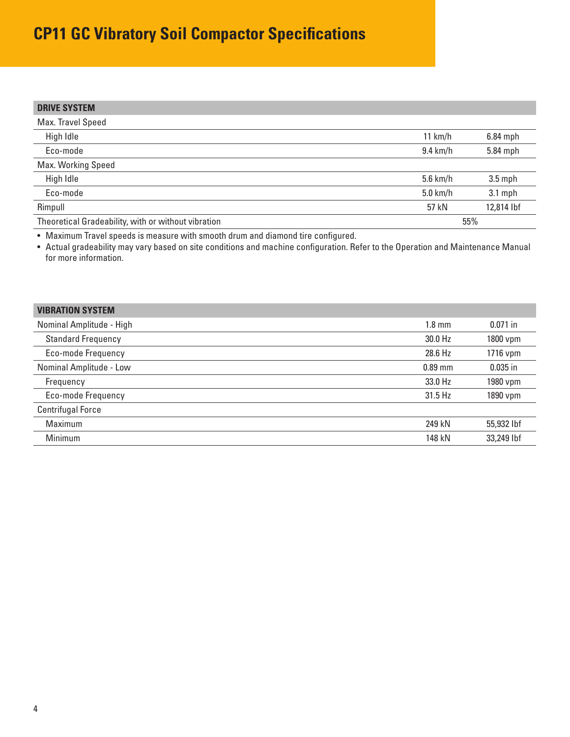# CP11 GC Vibratory Soil Compactor Specifications

| DRIVE SYSTEM | | |
|---|---|---|
| Max. Travel Speed | | |
| High Idle | 11 km/h | 6.84 mph |
| Eco-mode | 9.4 km/h | 5.84 mph |
| Max. Working Speed | | |
| High Idle | 5.6 km/h | 3.5 mph |
| Eco-mode | 5.0 km/h | 3.1 mph |
| Rimpull | 57 kN | 12,814 lbf |
| Theoretical Gradeability, with or without vibration | 55% | |

- Maximum Travel speeds is measure with smooth drum and diamond tire configured.
- Actual gradeability may vary based on site conditions and machine configuration. Refer to the Operation and Maintenance Manual for more information.

| VIBRATION SYSTEM | | |
|---|---|---|
| Nominal Amplitude - High | 1.8 mm | 0.071 in |
| Standard Frequency | 30.0 Hz | 1800 vpm |
| Eco-mode Frequency | 28.6 Hz | 1716 vpm |
| Nominal Amplitude - Low | 0.89 mm | 0.035 in |
| Frequency | 33.0 Hz | 1980 vpm |
| Eco-mode Frequency | 31.5 Hz | 1890 vpm |
| Centrifugal Force | | |
| Maximum | 249 kN | 55,932 lbf |
| Minimum | 148 kN | 33,249 lbf |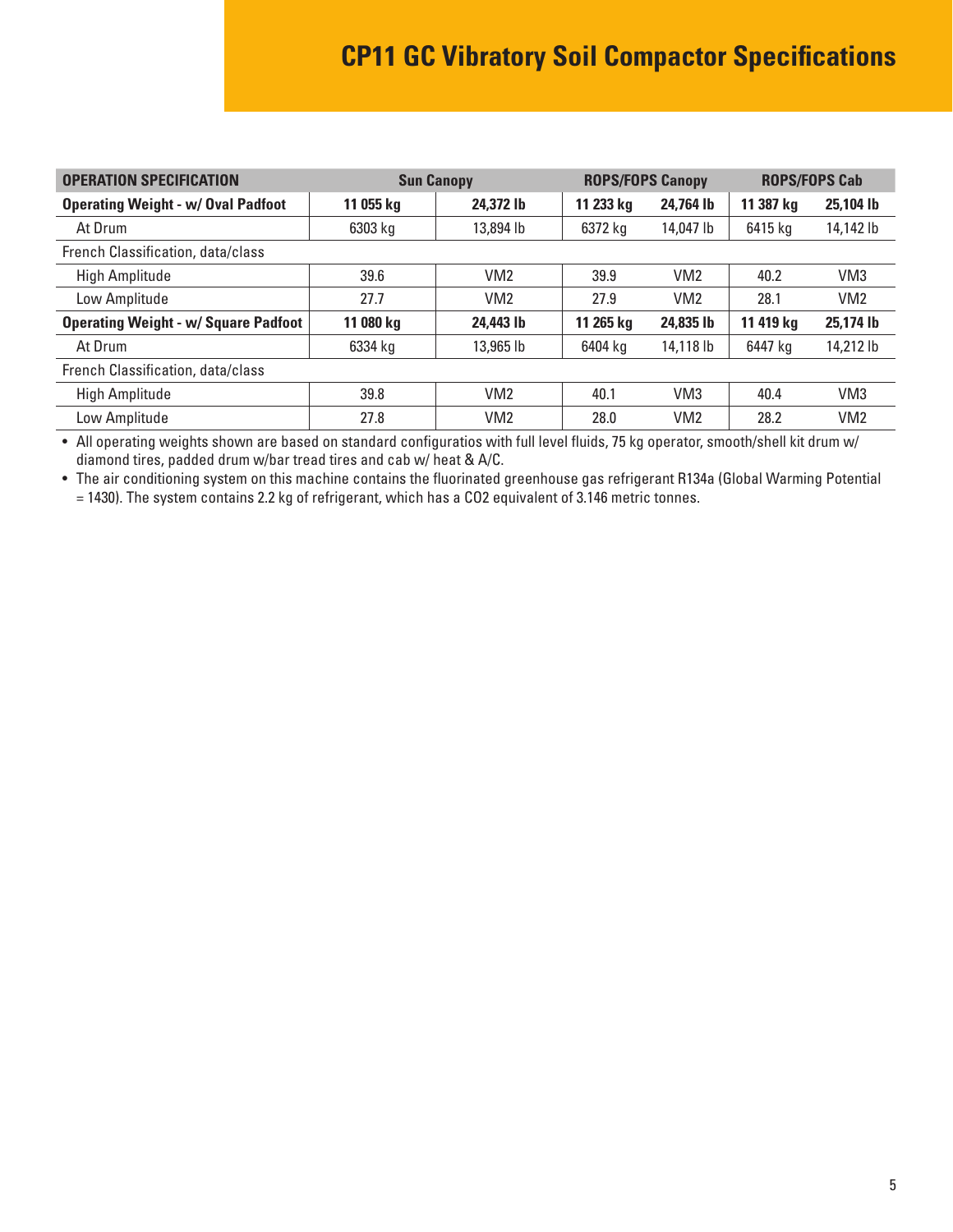# CP11 GC Vibratory Soil Compactor Specifications

| OPERATION SPECIFICATION | Sun Canopy | | ROPS/FOPS Canopy | | ROPS/FOPS Cab | |
|---|---|---|---|---|---|---|
| **Operating Weight - w/ Oval Padfoot** | **11 055 kg** | **24,372 lb** | **11 233 kg** | **24,764 lb** | **11 387 kg** | **25,104 lb** |
| At Drum | 6303 kg | 13,894 lb | 6372 kg | 14,047 lb | 6415 kg | 14,142 lb |
| French Classification, data/class | | | | | | |
| High Amplitude | 39.6 | VM2 | 39.9 | VM2 | 40.2 | VM3 |
| Low Amplitude | 27.7 | VM2 | 27.9 | VM2 | 28.1 | VM2 |
| **Operating Weight - w/ Square Padfoot** | **11 080 kg** | **24,443 lb** | **11 265 kg** | **24,835 lb** | **11 419 kg** | **25,174 lb** |
| At Drum | 6334 kg | 13,965 lb | 6404 kg | 14,118 lb | 6447 kg | 14,212 lb |
| French Classification, data/class | | | | | | |
| High Amplitude | 39.8 | VM2 | 40.1 | VM3 | 40.4 | VM3 |
| Low Amplitude | 27.8 | VM2 | 28.0 | VM2 | 28.2 | VM2 |

- All operating weights shown are based on standard configuratios with full level fluids, 75 kg operator, smooth/shell kit drum w/ diamond tires, padded drum w/bar tread tires and cab w/ heat & A/C.
- The air conditioning system on this machine contains the fluorinated greenhouse gas refrigerant R134a (Global Warming Potential = 1430). The system contains 2.2 kg of refrigerant, which has a $CO_2$ equivalent of 3.146 metric tonnes.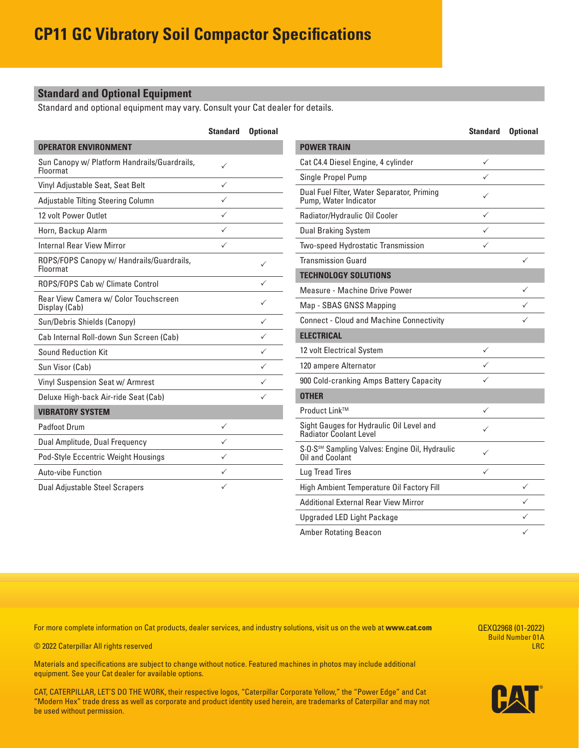# CP11 GC Vibratory Soil Compactor Specifications

## Standard and Optional Equipment

Standard and optional equipment may vary. Consult your Cat dealer for details.

| | Standard | Optional |
|---|---|---|
| **OPERATOR ENVIRONMENT** | | |
| Sun Canopy w/ Platform Handrails/Guardrails, Floormat | ✓ | |
| Vinyl Adjustable Seat, Seat Belt | ✓ | |
| Adjustable Tilting Steering Column | ✓ | |
| 12 volt Power Outlet | ✓ | |
| Horn, Backup Alarm | ✓ | |
| Internal Rear View Mirror | ✓ | |
| ROPS/FOPS Canopy w/ Handrails/Guardrails, Floormat | | ✓ |
| ROPS/FOPS Cab w/ Climate Control | | ✓ |
| Rear View Camera w/ Color Touchscreen Display (Cab) | | ✓ |
| Sun/Debris Shields (Canopy) | | ✓ |
| Cab Internal Roll-down Sun Screen (Cab) | | ✓ |
| Sound Reduction Kit | | ✓ |
| Sun Visor (Cab) | | ✓ |
| Vinyl Suspension Seat w/ Armrest | | ✓ |
| Deluxe High-back Air-ride Seat (Cab) | | ✓ |
| **VIBRATORY SYSTEM** | | |
| Padfoot Drum | ✓ | |
| Dual Amplitude, Dual Frequency | ✓ | |
| Pod-Style Eccentric Weight Housings | ✓ | |
| Auto-vibe Function | ✓ | |
| Dual Adjustable Steel Scrapers | ✓ | |

| | Standard | Optional |
|---|---|---|
| **POWER TRAIN** | | |
| Cat C4.4 Diesel Engine, 4 cylinder | ✓ | |
| Single Propel Pump | ✓ | |
| Dual Fuel Filter, Water Separator, Priming Pump, Water Indicator | ✓ | |
| Radiator/Hydraulic Oil Cooler | ✓ | |
| Dual Braking System | ✓ | |
| Two-speed Hydrostatic Transmission | ✓ | |
| Transmission Guard | | ✓ |
| **TECHNOLOGY SOLUTIONS** | | |
| Measure - Machine Drive Power | | ✓ |
| Map - SBAS GNSS Mapping | | ✓ |
| Connect - Cloud and Machine Connectivity | | ✓ |
| **ELECTRICAL** | | |
| 12 volt Electrical System | ✓ | |
| 120 ampere Alternator | ✓ | |
| 900 Cold-cranking Amps Battery Capacity | ✓ | |
| **OTHER** | | |
| Product Link™ | ✓ | |
| Sight Gauges for Hydraulic Oil Level and Radiator Coolant Level | ✓ | |
| S·O·S℠ Sampling Valves: Engine Oil, Hydraulic Oil and Coolant | ✓ | |
| Lug Tread Tires | ✓ | |
| High Ambient Temperature Oil Factory Fill | | ✓ |
| Additional External Rear View Mirror | | ✓ |
| Upgraded LED Light Package | | ✓ |
| Amber Rotating Beacon | | ✓ |

For more complete information on Cat products, dealer services, and industry solutions, visit us on the web at **www.cat.com**

© 2022 Caterpillar All rights reserved

Materials and specifications are subject to change without notice. Featured machines in photos may include additional equipment. See your Cat dealer for available options.

CAT, CATERPILLAR, LET'S DO THE WORK, their respective logos, "Caterpillar Corporate Yellow," the "Power Edge" and Cat "Modern Hex" trade dress as well as corporate and product identity used herein, are trademarks of Caterpillar and may not be used without permission.

QEXQ2968 (01-2022)
Build Number 01A
LRC

CAT®